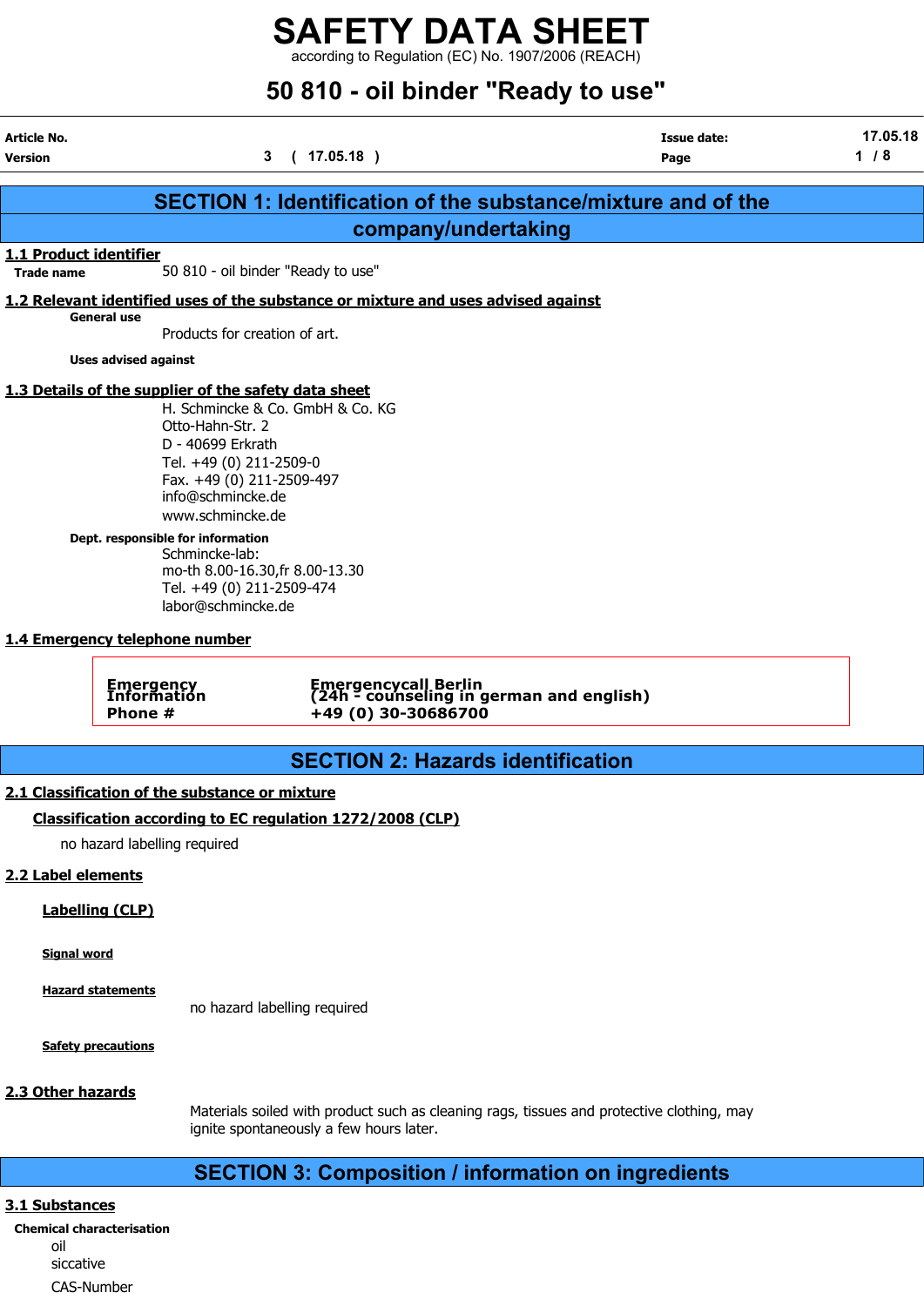# SAFETY DATA SHEET

according to Regulation (EC) No. 1907/2006 (REACH)

# 50 810 - oil binder "Ready to use"

| | | | |
|---|---|---|---|
| **Article No.** | | **Issue date:** | 17.05.18 |
| **Version** | 3 ( 17.05.18 ) | **Page** | 1 / 8 |

## SECTION 1: Identification of the substance/mixture and of the company/undertaking

### 1.1 Product identifier

**Trade name** 50 810 - oil binder "Ready to use"

### 1.2 Relevant identified uses of the substance or mixture and uses advised against

**General use**

Products for creation of art.

**Uses advised against**

### 1.3 Details of the supplier of the safety data sheet

H. Schmincke & Co. GmbH & Co. KG
Otto-Hahn-Str. 2
D - 40699 Erkrath
Tel. +49 (0) 211-2509-0
Fax. +49 (0) 211-2509-497
info@schmincke.de
www.schmincke.de

**Dept. responsible for information**

Schmincke-lab:
mo-th 8.00-16.30,fr 8.00-13.30
Tel. +49 (0) 211-2509-474
labor@schmincke.de

### 1.4 Emergency telephone number

| | |
|---|---|
| **Emergency Information Phone #** | **Emergencycall Berlin (24h - counseling in german and english) +49 (0) 30-30686700** |

## SECTION 2: Hazards identification

### 2.1 Classification of the substance or mixture

**Classification according to EC regulation 1272/2008 (CLP)**

no hazard labelling required

### 2.2 Label elements

**Labelling (CLP)**

**Signal word**

**Hazard statements**

no hazard labelling required

**Safety precautions**

### 2.3 Other hazards

Materials soiled with product such as cleaning rags, tissues and protective clothing, may ignite spontaneously a few hours later.

## SECTION 3: Composition / information on ingredients

### 3.1 Substances

**Chemical characterisation**

oil
siccative

CAS-Number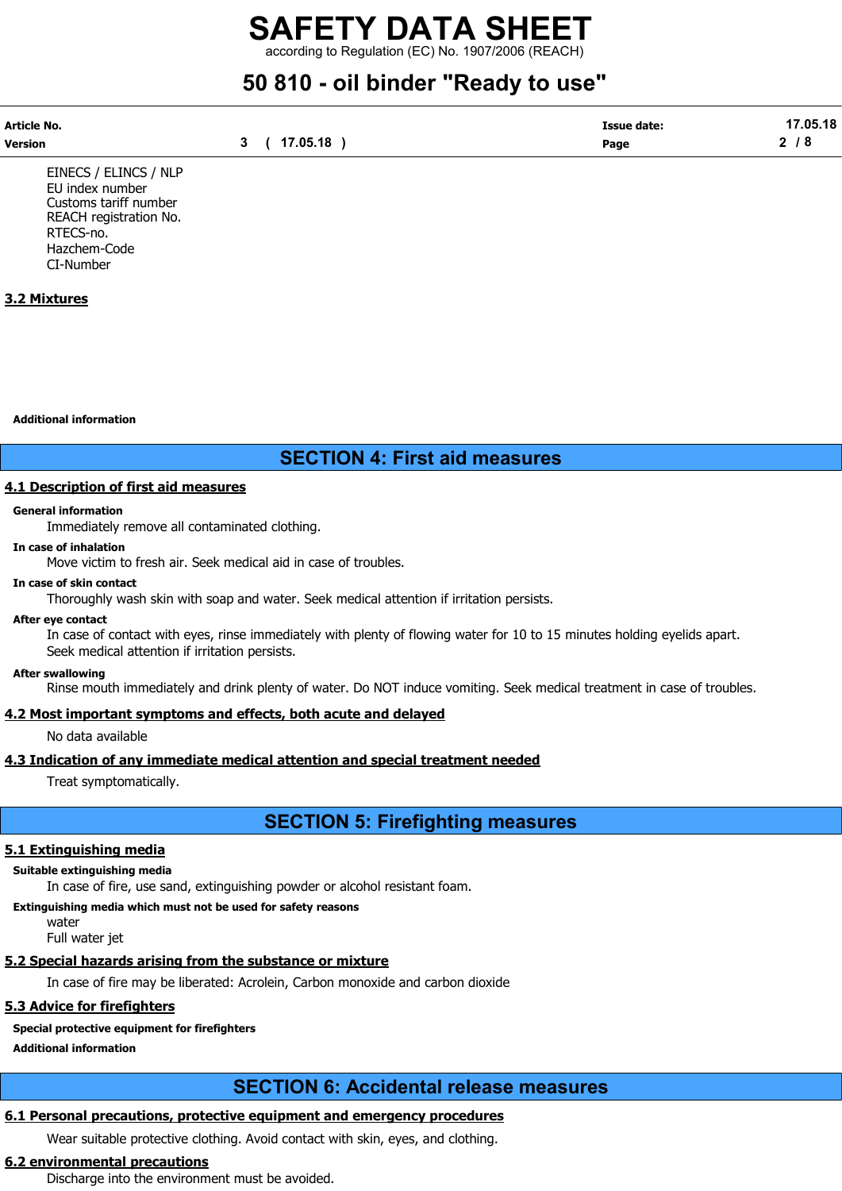EINECS / ELINCS / NLP
EU index number
Customs tariff number
REACH registration No.
RTECS-no.
Hazchem-Code
CI-Number

### 3.2 Mixtures

**Additional information**

## SECTION 4: First aid measures

### 4.1 Description of first aid measures

**General information**

Immediately remove all contaminated clothing.

**In case of inhalation**

Move victim to fresh air. Seek medical aid in case of troubles.

**In case of skin contact**

Thoroughly wash skin with soap and water. Seek medical attention if irritation persists.

**After eye contact**

In case of contact with eyes, rinse immediately with plenty of flowing water for 10 to 15 minutes holding eyelids apart. Seek medical attention if irritation persists.

**After swallowing**

Rinse mouth immediately and drink plenty of water. Do NOT induce vomiting. Seek medical treatment in case of troubles.

### 4.2 Most important symptoms and effects, both acute and delayed

No data available

### 4.3 Indication of any immediate medical attention and special treatment needed

Treat symptomatically.

## SECTION 5: Firefighting measures

### 5.1 Extinguishing media

**Suitable extinguishing media**

In case of fire, use sand, extinguishing powder or alcohol resistant foam.

**Extinguishing media which must not be used for safety reasons**

water
Full water jet

### 5.2 Special hazards arising from the substance or mixture

In case of fire may be liberated: Acrolein, Carbon monoxide and carbon dioxide

### 5.3 Advice for firefighters

**Special protective equipment for firefighters**

**Additional information**

## SECTION 6: Accidental release measures

### 6.1 Personal precautions, protective equipment and emergency procedures

Wear suitable protective clothing. Avoid contact with skin, eyes, and clothing.

### 6.2 environmental precautions

Discharge into the environment must be avoided.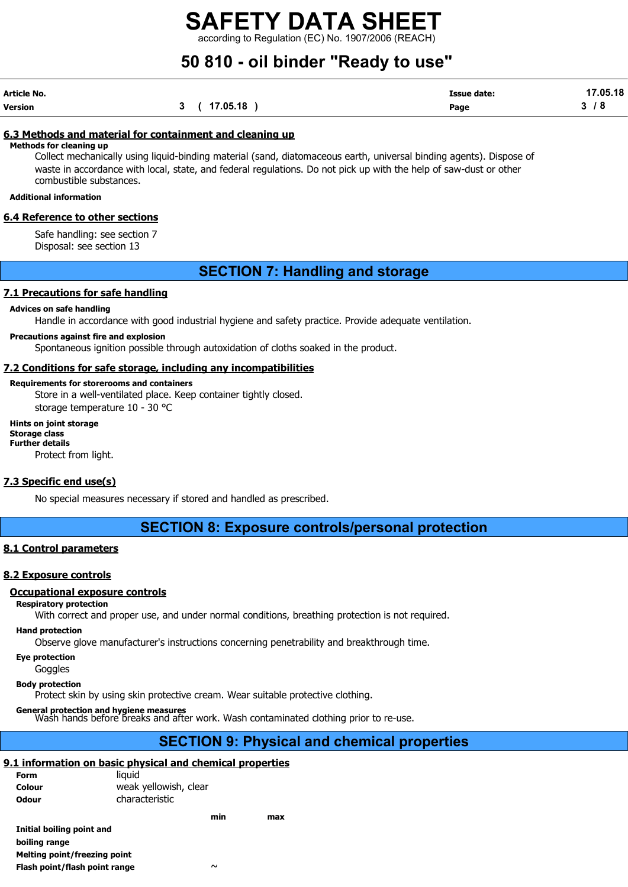## 6.3 Methods and material for containment and cleaning up

**Methods for cleaning up**

Collect mechanically using liquid-binding material (sand, diatomaceous earth, universal binding agents). Dispose of waste in accordance with local, state, and federal regulations. Do not pick up with the help of saw-dust or other combustible substances.

**Additional information**

## 6.4 Reference to other sections

Safe handling: see section 7
Disposal: see section 13

# SECTION 7: Handling and storage

## 7.1 Precautions for safe handling

**Advices on safe handling**

Handle in accordance with good industrial hygiene and safety practice. Provide adequate ventilation.

**Precautions against fire and explosion**

Spontaneous ignition possible through autoxidation of cloths soaked in the product.

## 7.2 Conditions for safe storage, including any incompatibilities

**Requirements for storerooms and containers**

Store in a well-ventilated place. Keep container tightly closed.
storage temperature 10 - 30 °C

**Hints on joint storage**

**Storage class**

**Further details**

Protect from light.

## 7.3 Specific end use(s)

No special measures necessary if stored and handled as prescribed.

# SECTION 8: Exposure controls/personal protection

## 8.1 Control parameters

## 8.2 Exposure controls

### Occupational exposure controls

**Respiratory protection**

With correct and proper use, and under normal conditions, breathing protection is not required.

**Hand protection**

Observe glove manufacturer's instructions concerning penetrability and breakthrough time.

**Eye protection**

Goggles

**Body protection**

Protect skin by using skin protective cream. Wear suitable protective clothing.

**General protection and hygiene measures**

Wash hands before breaks and after work. Wash contaminated clothing prior to re-use.

# SECTION 9: Physical and chemical properties

## 9.1 information on basic physical and chemical properties

| | | | |
|---|---|---|---|
| **Form** | liquid | | |
| **Colour** | weak yellowish, clear | | |
| **Odour** | characteristic | | |
| | | **min** | **max** |
| **Initial boiling point and boiling range** | | | |
| **Melting point/freezing point** | | | |
| **Flash point/flash point range** | | ~ | |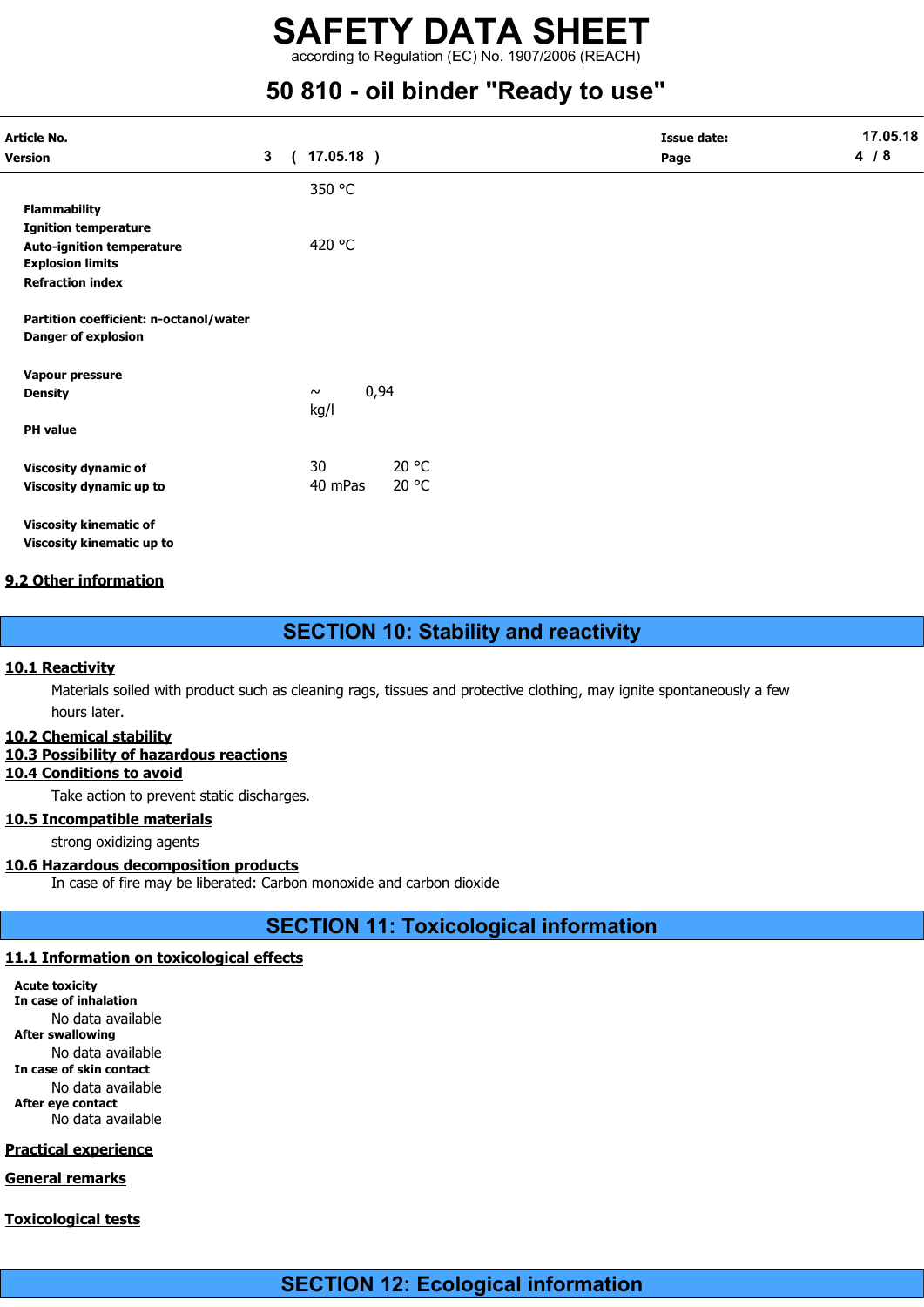| | | |
|---|---|---|
| | 350 °C | |
| **Flammability** | | |
| **Ignition temperature** | | |
| **Auto-ignition temperature** | 420 °C | |
| **Explosion limits** | | |
| **Refraction index** | | |
| **Partition coefficient: n-octanol/water** | | |
| **Danger of explosion** | | |
| **Vapour pressure** | | |
| **Density** | ~ 0,94 kg/l | |
| **PH value** | | |
| **Viscosity dynamic of** | 30 | 20 °C |
| **Viscosity dynamic up to** | 40 mPas | 20 °C |
| **Viscosity kinematic of** | | |
| **Viscosity kinematic up to** | | |

### 9.2 Other information

## SECTION 10: Stability and reactivity

### 10.1 Reactivity

Materials soiled with product such as cleaning rags, tissues and protective clothing, may ignite spontaneously a few hours later.

### 10.2 Chemical stability

### 10.3 Possibility of hazardous reactions

### 10.4 Conditions to avoid

Take action to prevent static discharges.

### 10.5 Incompatible materials

strong oxidizing agents

### 10.6 Hazardous decomposition products

In case of fire may be liberated: Carbon monoxide and carbon dioxide

## SECTION 11: Toxicological information

### 11.1 Information on toxicological effects

**Acute toxicity**

**In case of inhalation**

No data available

**After swallowing**

No data available

**In case of skin contact**

No data available

**After eye contact**

No data available

### Practical experience

### General remarks

### Toxicological tests

## SECTION 12: Ecological information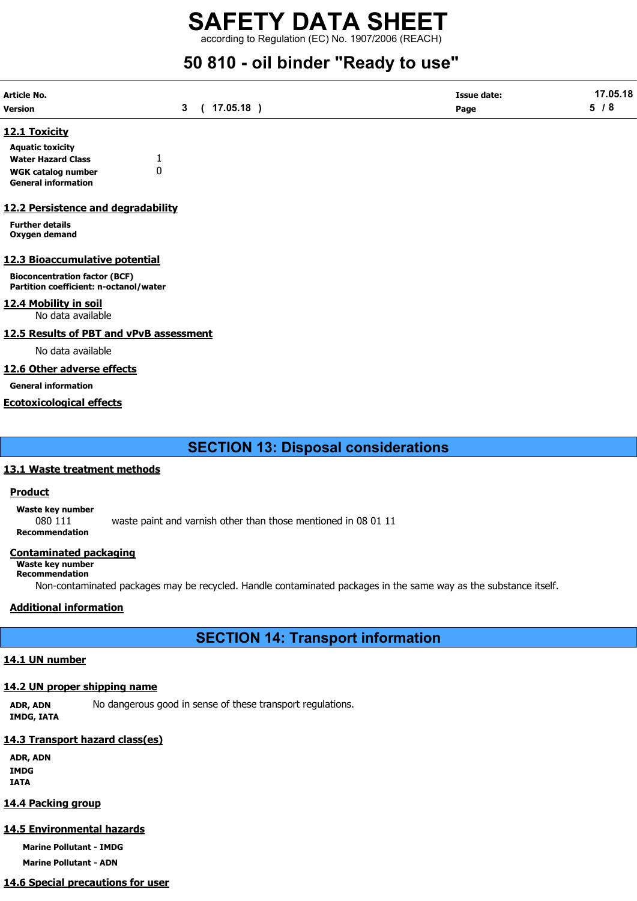## 12.1 Toxicity

**Aquatic toxicity**

| | |
|---|---|
| **Water Hazard Class** | 1 |
| **WGK catalog number** | 0 |

**General information**

## 12.2 Persistence and degradability

**Further details**
**Oxygen demand**

## 12.3 Bioaccumulative potential

**Bioconcentration factor (BCF)**
**Partition coefficient: n-octanol/water**

## 12.4 Mobility in soil

No data available

## 12.5 Results of PBT and vPvB assessment

No data available

## 12.6 Other adverse effects

**General information**

## Ecotoxicological effects

# SECTION 13: Disposal considerations

## 13.1 Waste treatment methods

### Product

**Waste key number**

080 111 waste paint and varnish other than those mentioned in 08 01 11

**Recommendation**

### Contaminated packaging

**Waste key number**
**Recommendation**

Non-contaminated packages may be recycled. Handle contaminated packages in the same way as the substance itself.

### Additional information

# SECTION 14: Transport information

## 14.1 UN number

## 14.2 UN proper shipping name

**ADR, ADN** No dangerous good in sense of these transport regulations.
**IMDG, IATA**

## 14.3 Transport hazard class(es)

**ADR, ADN**
**IMDG**
**IATA**

## 14.4 Packing group

## 14.5 Environmental hazards

**Marine Pollutant - IMDG**

**Marine Pollutant - ADN**

## 14.6 Special precautions for user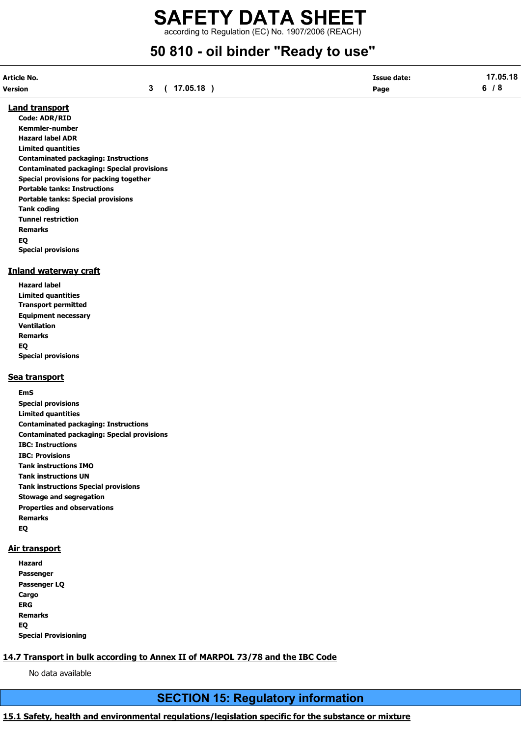**Land transport**

**Code: ADR/RID**
**Kemmler-number**
**Hazard label ADR**
**Limited quantities**
**Contaminated packaging: Instructions**
**Contaminated packaging: Special provisions**
**Special provisions for packing together**
**Portable tanks: Instructions**
**Portable tanks: Special provisions**
**Tank coding**
**Tunnel restriction**
**Remarks**
**EQ**
**Special provisions**

**Inland waterway craft**

**Hazard label**
**Limited quantities**
**Transport permitted**
**Equipment necessary**
**Ventilation**
**Remarks**
**EQ**
**Special provisions**

**Sea transport**

**EmS**
**Special provisions**
**Limited quantities**
**Contaminated packaging: Instructions**
**Contaminated packaging: Special provisions**
**IBC: Instructions**
**IBC: Provisions**
**Tank instructions IMO**
**Tank instructions UN**
**Tank instructions Special provisions**
**Stowage and segregation**
**Properties and observations**
**Remarks**
**EQ**

**Air transport**

**Hazard**
**Passenger**
**Passenger LQ**
**Cargo**
**ERG**
**Remarks**
**EQ**
**Special Provisioning**

### 14.7 Transport in bulk according to Annex II of MARPOL 73/78 and the IBC Code

No data available

## SECTION 15: Regulatory information

### 15.1 Safety, health and environmental regulations/legislation specific for the substance or mixture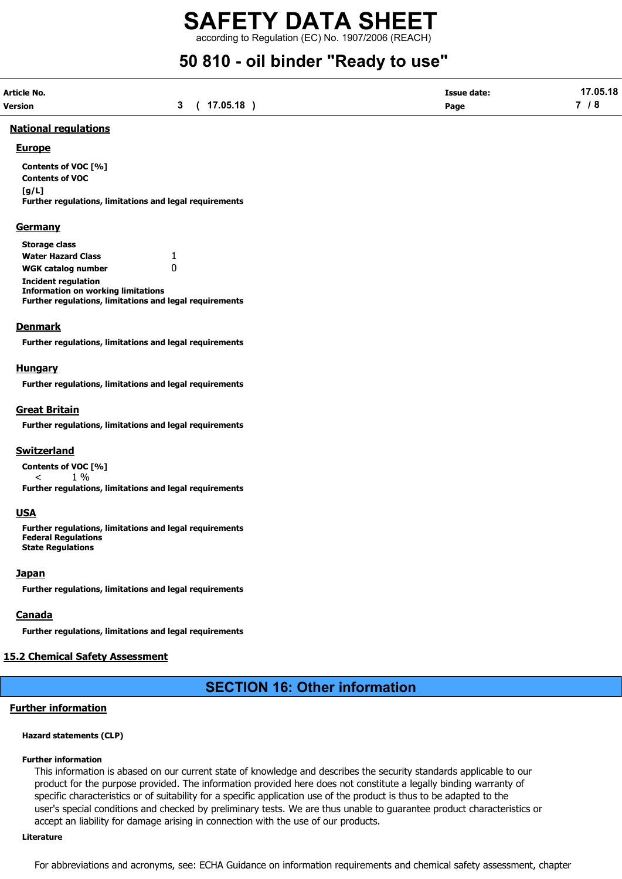## National regulations

### Europe

**Contents of VOC [%]**

**Contents of VOC [g/L]**

**Further regulations, limitations and legal requirements**

### Germany

| | |
|---|---|
| **Storage class** | |
| **Water Hazard Class** | 1 |
| **WGK catalog number** | 0 |

**Incident regulation**

**Information on working limitations**

**Further regulations, limitations and legal requirements**

### Denmark

**Further regulations, limitations and legal requirements**

### Hungary

**Further regulations, limitations and legal requirements**

### Great Britain

**Further regulations, limitations and legal requirements**

### Switzerland

**Contents of VOC [%]**

< 1 %

**Further regulations, limitations and legal requirements**

### USA

**Further regulations, limitations and legal requirements**

**Federal Regulations**

**State Regulations**

### Japan

**Further regulations, limitations and legal requirements**

### Canada

**Further regulations, limitations and legal requirements**

## 15.2 Chemical Safety Assessment

# SECTION 16: Other information

## Further information

**Hazard statements (CLP)**

**Further information**

This information is abased on our current state of knowledge and describes the security standards applicable to our product for the purpose provided. The information provided here does not constitute a legally binding warranty of specific characteristics or of suitability for a specific application use of the product is thus to be adapted to the user's special conditions and checked by preliminary tests. We are thus unable to guarantee product characteristics or accept an liability for damage arising in connection with the use of our products.

**Literature**

For abbreviations and acronyms, see: ECHA Guidance on information requirements and chemical safety assessment, chapter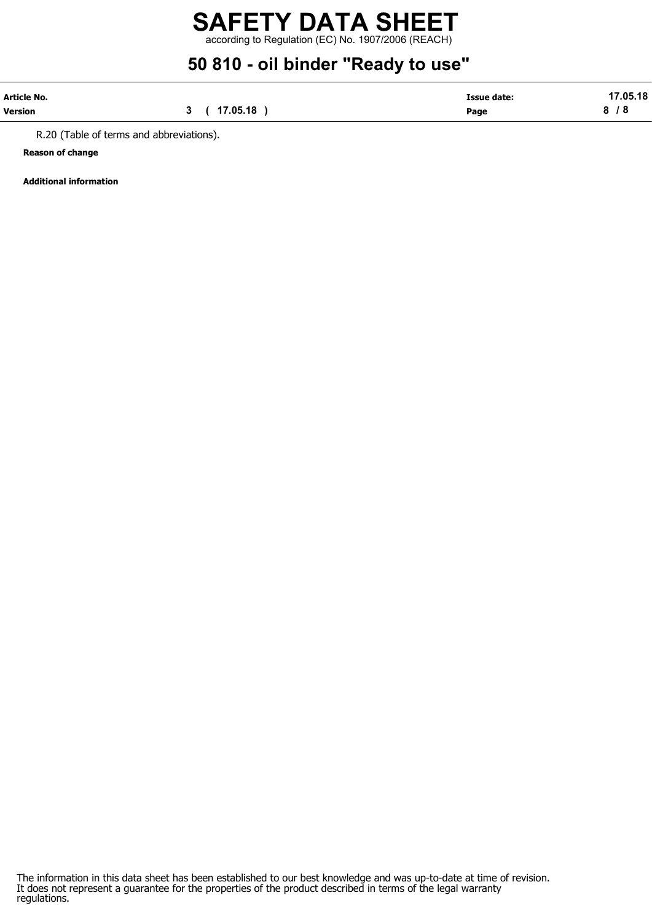R.20 (Table of terms and abbreviations).

**Reason of change**

**Additional information**

The information in this data sheet has been established to our best knowledge and was up-to-date at time of revision. It does not represent a guarantee for the properties of the product described in terms of the legal warranty regulations.